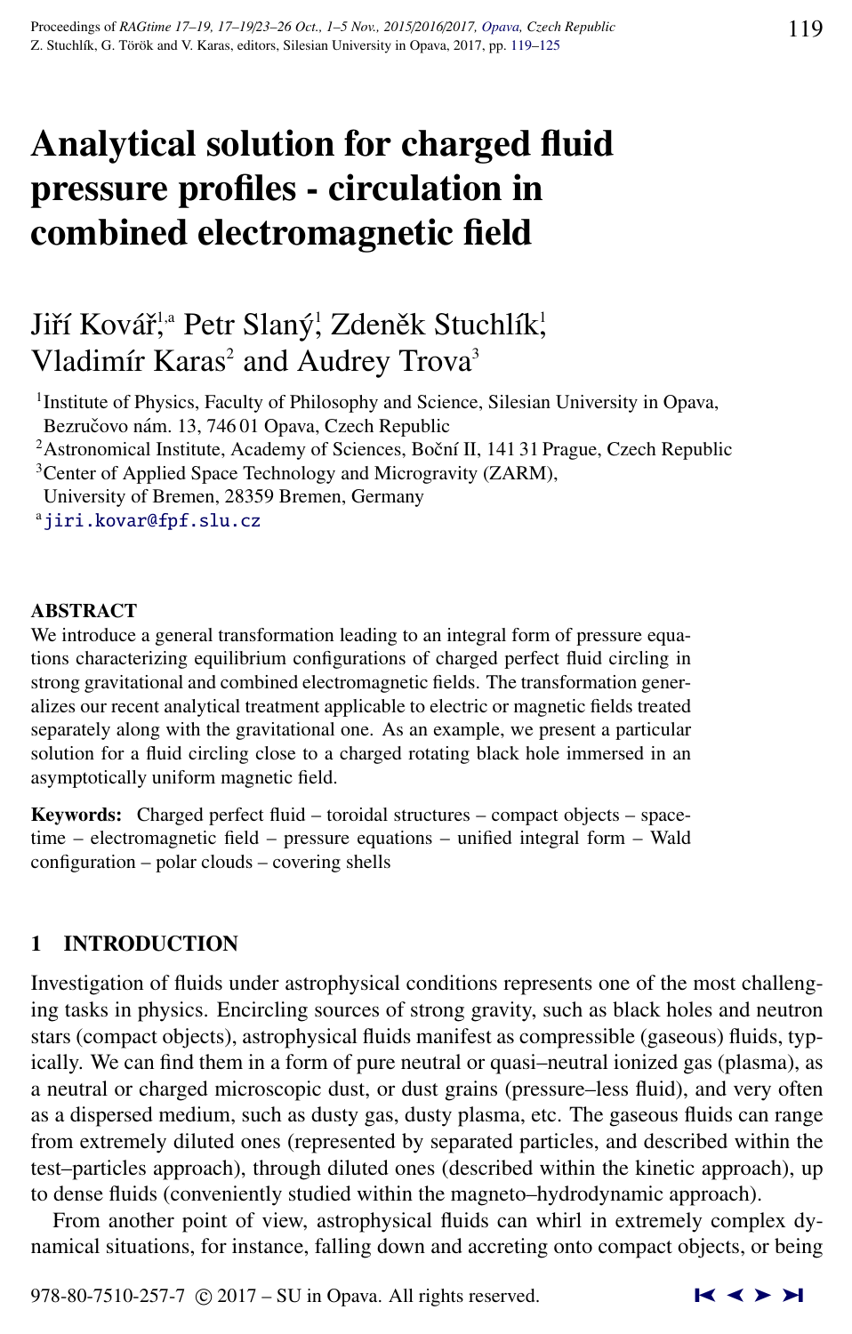# Analytical solution for charged fluid pressure profiles - circulation in combined electromagnetic field

Jiří Kovář[1,a] Petr Slaný[1] Zdeněk Stuchlík[1] Vladimír Karas[2] and Audrey Trova[3]

[1]Institute of Physics, Faculty of Philosophy and Science, Silesian University in Opava, Bezručovo nám. 13, 746 01 Opava, Czech Republic

[2]Astronomical Institute, Academy of Sciences, Boční II, 141 31 Prague, Czech Republic

[3]Center of Applied Space Technology and Microgravity (ZARM), University of Bremen, 28359 Bremen, Germany

[a]jiri.kovar@fpf.slu.cz

## ABSTRACT

We introduce a general transformation leading to an integral form of pressure equations characterizing equilibrium configurations of charged perfect fluid circling in strong gravitational and combined electromagnetic fields. The transformation generalizes our recent analytical treatment applicable to electric or magnetic fields treated separately along with the gravitational one. As an example, we present a particular solution for a fluid circling close to a charged rotating black hole immersed in an asymptotically uniform magnetic field.

**Keywords:** Charged perfect fluid – toroidal structures – compact objects – spacetime – electromagnetic field – pressure equations – unified integral form – Wald configuration – polar clouds – covering shells

## 1 INTRODUCTION

Investigation of fluids under astrophysical conditions represents one of the most challenging tasks in physics. Encircling sources of strong gravity, such as black holes and neutron stars (compact objects), astrophysical fluids manifest as compressible (gaseous) fluids, typically. We can find them in a form of pure neutral or quasi–neutral ionized gas (plasma), as a neutral or charged microscopic dust, or dust grains (pressure–less fluid), and very often as a dispersed medium, such as dusty gas, dusty plasma, etc. The gaseous fluids can range from extremely diluted ones (represented by separated particles, and described within the test–particles approach), through diluted ones (described within the kinetic approach), up to dense fluids (conveniently studied within the magneto–hydrodynamic approach).

From another point of view, astrophysical fluids can whirl in extremely complex dynamical situations, for instance, falling down and accreting onto compact objects, or being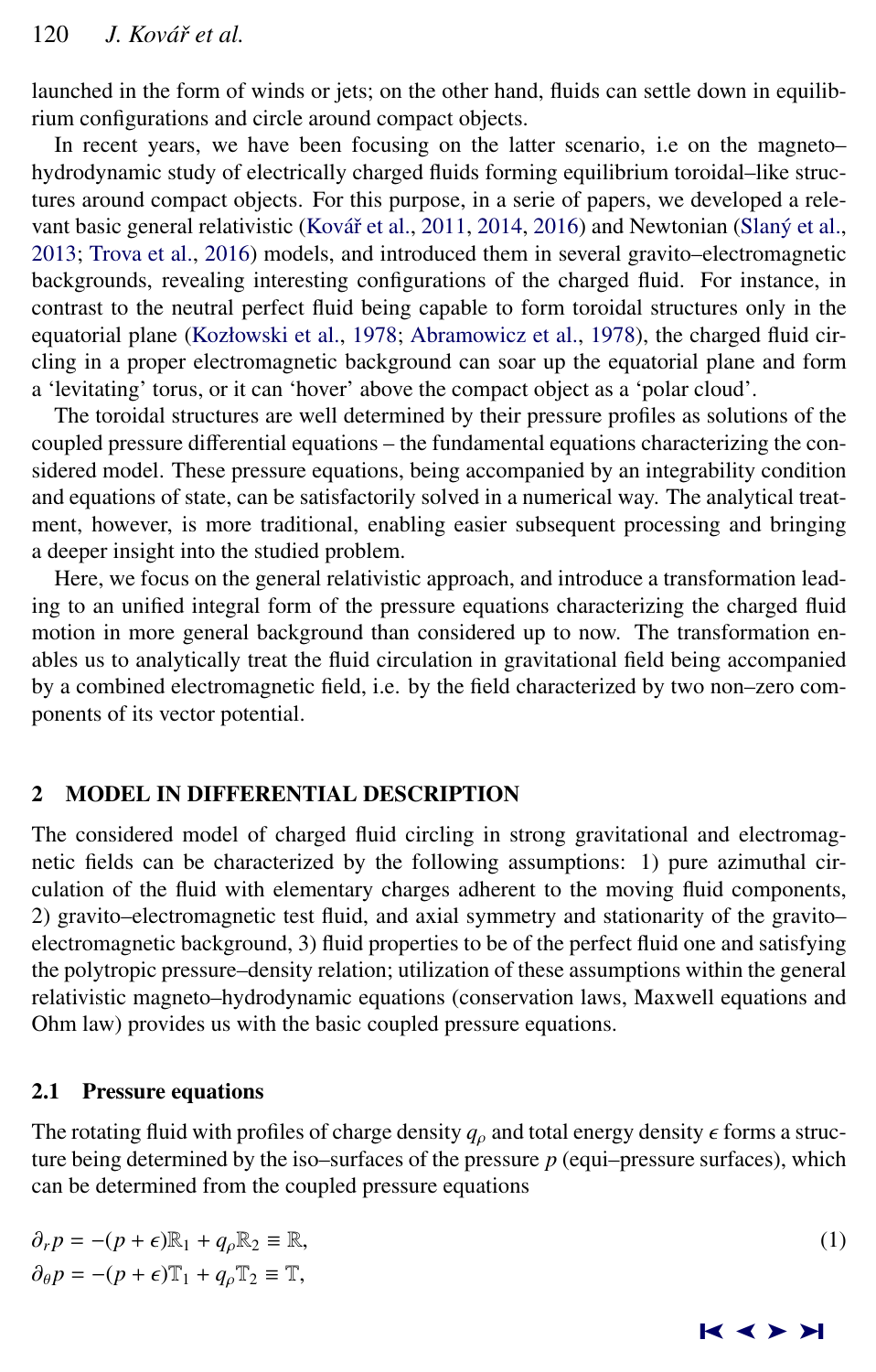launched in the form of winds or jets; on the other hand, fluids can settle down in equilibrium configurations and circle around compact objects.

In recent years, we have been focusing on the latter scenario, i.e on the magneto–hydrodynamic study of electrically charged fluids forming equilibrium toroidal–like structures around compact objects. For this purpose, in a serie of papers, we developed a relevant basic general relativistic (Kovář et al., 2011, 2014, 2016) and Newtonian (Slaný et al., 2013; Trova et al., 2016) models, and introduced them in several gravito–electromagnetic backgrounds, revealing interesting configurations of the charged fluid. For instance, in contrast to the neutral perfect fluid being capable to form toroidal structures only in the equatorial plane (Kozłowski et al., 1978; Abramowicz et al., 1978), the charged fluid circling in a proper electromagnetic background can soar up the equatorial plane and form a 'levitating' torus, or it can 'hover' above the compact object as a 'polar cloud'.

The toroidal structures are well determined by their pressure profiles as solutions of the coupled pressure differential equations – the fundamental equations characterizing the considered model. These pressure equations, being accompanied by an integrability condition and equations of state, can be satisfactorily solved in a numerical way. The analytical treatment, however, is more traditional, enabling easier subsequent processing and bringing a deeper insight into the studied problem.

Here, we focus on the general relativistic approach, and introduce a transformation leading to an unified integral form of the pressure equations characterizing the charged fluid motion in more general background than considered up to now. The transformation enables us to analytically treat the fluid circulation in gravitational field being accompanied by a combined electromagnetic field, i.e. by the field characterized by two non–zero components of its vector potential.

## 2 MODEL IN DIFFERENTIAL DESCRIPTION

The considered model of charged fluid circling in strong gravitational and electromagnetic fields can be characterized by the following assumptions: 1) pure azimuthal circulation of the fluid with elementary charges adherent to the moving fluid components, 2) gravito–electromagnetic test fluid, and axial symmetry and stationarity of the gravito–electromagnetic background, 3) fluid properties to be of the perfect fluid one and satisfying the polytropic pressure–density relation; utilization of these assumptions within the general relativistic magneto–hydrodynamic equations (conservation laws, Maxwell equations and Ohm law) provides us with the basic coupled pressure equations.

### 2.1 Pressure equations

The rotating fluid with profiles of charge density $q_\rho$ and total energy density $\epsilon$ forms a structure being determined by the iso–surfaces of the pressure $p$ (equi–pressure surfaces), which can be determined from the coupled pressure equations

$$
\begin{aligned}
\partial_r p &= -(p+\epsilon)\mathbb{R}_1 + q_\rho \mathbb{R}_2 \equiv \mathbb{R}, \\
\partial_\theta p &= -(p+\epsilon)\mathbb{T}_1 + q_\rho \mathbb{T}_2 \equiv \mathbb{T},
\end{aligned}
\tag{1}
$$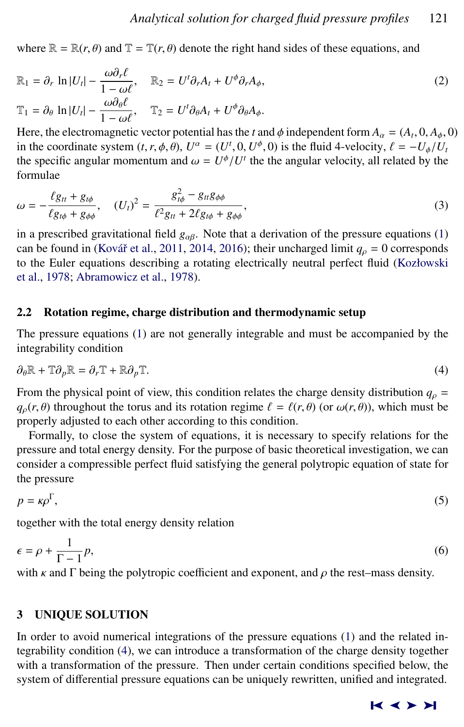where $\mathbb{R} = \mathbb{R}(r,\theta)$ and $\mathbb{T} = \mathbb{T}(r,\theta)$ denote the right hand sides of these equations, and

$$
\begin{aligned}
\mathbb{R}_1 &= \partial_r \ln|U_t| - \frac{\omega \partial_r \ell}{1-\omega\ell}, \quad \mathbb{R}_2 = U^t \partial_r A_t + U^\phi \partial_r A_\phi, \\
\mathbb{T}_1 &= \partial_\theta \ln|U_t| - \frac{\omega \partial_\theta \ell}{1-\omega\ell}, \quad \mathbb{T}_2 = U^t \partial_\theta A_t + U^\phi \partial_\theta A_\phi.
\end{aligned}
\tag{2}
$$

Here, the electromagnetic vector potential has the $t$ and $\phi$ independent form $A_\alpha = (A_t, 0, A_\phi, 0)$ in the coordinate system $(t, r, \phi, \theta)$, $U^\alpha = (U^t, 0, U^\phi, 0)$ is the fluid 4-velocity, $\ell = -U_\phi/U_t$ the specific angular momentum and $\omega = U^\phi/U^t$ the the angular velocity, all related by the formulae

$$
\omega = -\frac{\ell g_{tt} + g_{t\phi}}{\ell g_{t\phi} + g_{\phi\phi}}, \quad (U_t)^2 = \frac{g_{t\phi}^2 - g_{tt}g_{\phi\phi}}{\ell^2 g_{tt} + 2\ell g_{t\phi} + g_{\phi\phi}},
\tag{3}
$$

in a prescribed gravitational field $g_{\alpha\beta}$. Note that a derivation of the pressure equations (1) can be found in (Kovář et al., 2011, 2014, 2016); their uncharged limit $q_\rho = 0$ corresponds to the Euler equations describing a rotating electrically neutral perfect fluid (Kozłowski et al., 1978; Abramowicz et al., 1978).

## 2.2 Rotation regime, charge distribution and thermodynamic setup

The pressure equations (1) are not generally integrable and must be accompanied by the integrability condition

$$
\partial_\theta \mathbb{R} + \mathbb{T}\partial_p \mathbb{R} = \partial_r \mathbb{T} + \mathbb{R}\partial_p \mathbb{T}.
\tag{4}
$$

From the physical point of view, this condition relates the charge density distribution $q_\rho = q_\rho(r,\theta)$ throughout the torus and its rotation regime $\ell = \ell(r,\theta)$ (or $\omega(r,\theta)$), which must be properly adjusted to each other according to this condition.

Formally, to close the system of equations, it is necessary to specify relations for the pressure and total energy density. For the purpose of basic theoretical investigation, we can consider a compressible perfect fluid satisfying the general polytropic equation of state for the pressure

$$
p = \kappa \rho^\Gamma,
\tag{5}
$$

together with the total energy density relation

$$
\epsilon = \rho + \frac{1}{\Gamma - 1} p,
\tag{6}
$$

with $\kappa$ and $\Gamma$ being the polytropic coefficient and exponent, and $\rho$ the rest–mass density.

# 3 UNIQUE SOLUTION

In order to avoid numerical integrations of the pressure equations (1) and the related integrability condition (4), we can introduce a transformation of the charge density together with a transformation of the pressure. Then under certain conditions specified below, the system of differential pressure equations can be uniquely rewritten, unified and integrated.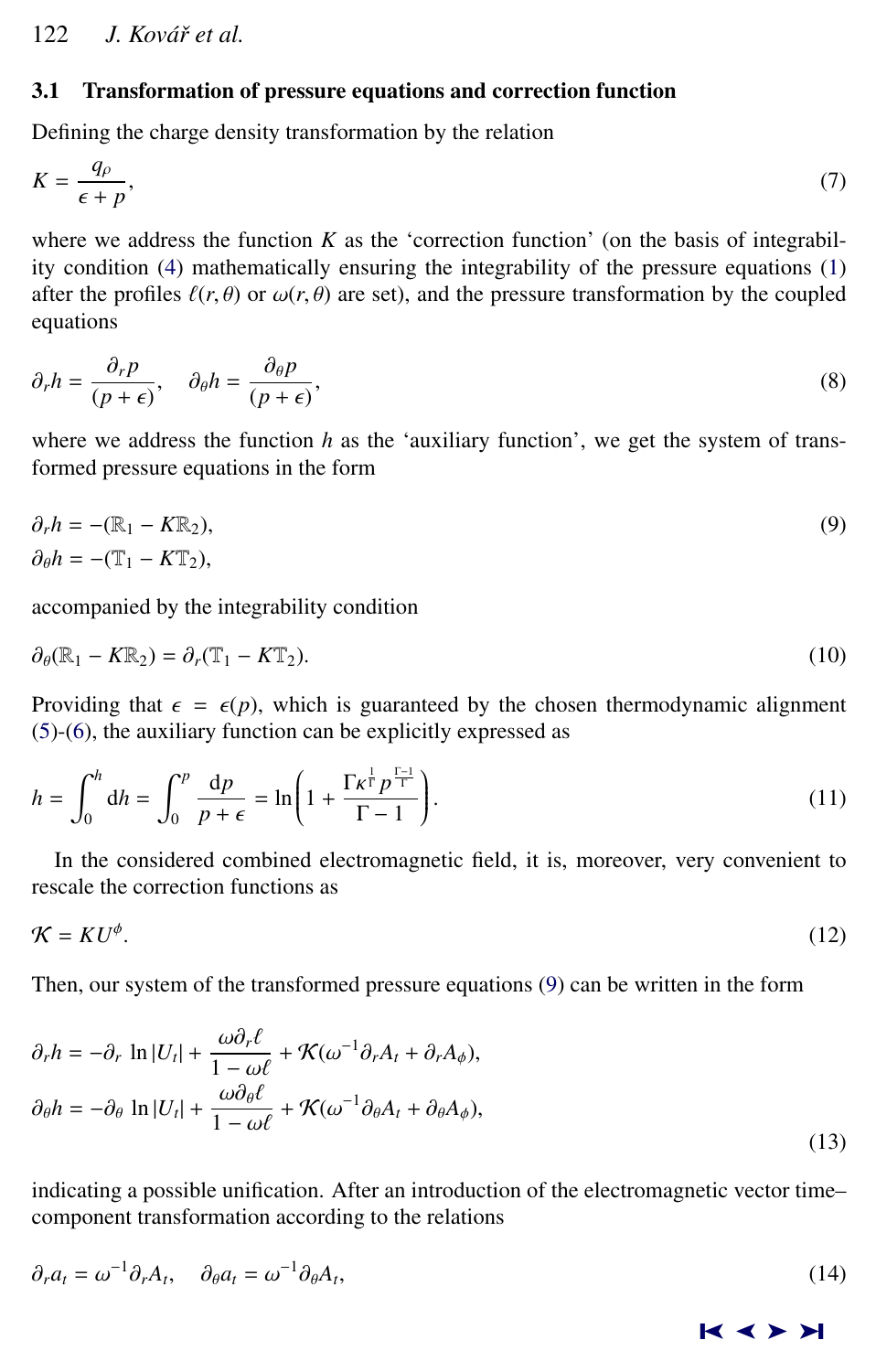### 3.1 Transformation of pressure equations and correction function

Defining the charge density transformation by the relation

$$K = \frac{q_\rho}{\epsilon + p}, \tag{7}$$

where we address the function $K$ as the 'correction function' (on the basis of integrability condition (4) mathematically ensuring the integrability of the pressure equations (1) after the profiles $\ell(r,\theta)$ or $\omega(r,\theta)$ are set), and the pressure transformation by the coupled equations

$$\partial_r h = \frac{\partial_r p}{(p+\epsilon)}, \quad \partial_\theta h = \frac{\partial_\theta p}{(p+\epsilon)}, \tag{8}$$

where we address the function $h$ as the 'auxiliary function', we get the system of transformed pressure equations in the form

$$\begin{aligned} \partial_r h &= -(\mathbb{R}_1 - K\mathbb{R}_2), \\ \partial_\theta h &= -(\mathbb{T}_1 - K\mathbb{T}_2), \end{aligned} \tag{9}$$

accompanied by the integrability condition

$$\partial_\theta(\mathbb{R}_1 - K\mathbb{R}_2) = \partial_r(\mathbb{T}_1 - K\mathbb{T}_2). \tag{10}$$

Providing that $\epsilon = \epsilon(p)$, which is guaranteed by the chosen thermodynamic alignment (5)-(6), the auxiliary function can be explicitly expressed as

$$h = \int_0^h \mathrm{d}h = \int_0^p \frac{\mathrm{d}p}{p+\epsilon} = \ln\left(1 + \frac{\Gamma\kappa^{\frac{1}{\Gamma}} p^{\frac{\Gamma-1}{\Gamma}}}{\Gamma - 1}\right). \tag{11}$$

In the considered combined electromagnetic field, it is, moreover, very convenient to rescale the correction functions as

$$\mathcal{K} = KU^\phi. \tag{12}$$

Then, our system of the transformed pressure equations (9) can be written in the form

$$\begin{aligned} \partial_r h &= -\partial_r \ln|U_t| + \frac{\omega\partial_r\ell}{1-\omega\ell} + \mathcal{K}(\omega^{-1}\partial_r A_t + \partial_r A_\phi), \\ \partial_\theta h &= -\partial_\theta \ln|U_t| + \frac{\omega\partial_\theta\ell}{1-\omega\ell} + \mathcal{K}(\omega^{-1}\partial_\theta A_t + \partial_\theta A_\phi), \end{aligned} \tag{13}$$

indicating a possible unification. After an introduction of the electromagnetic vector time–component transformation according to the relations

$$\partial_r a_t = \omega^{-1}\partial_r A_t, \quad \partial_\theta a_t = \omega^{-1}\partial_\theta A_t, \tag{14}$$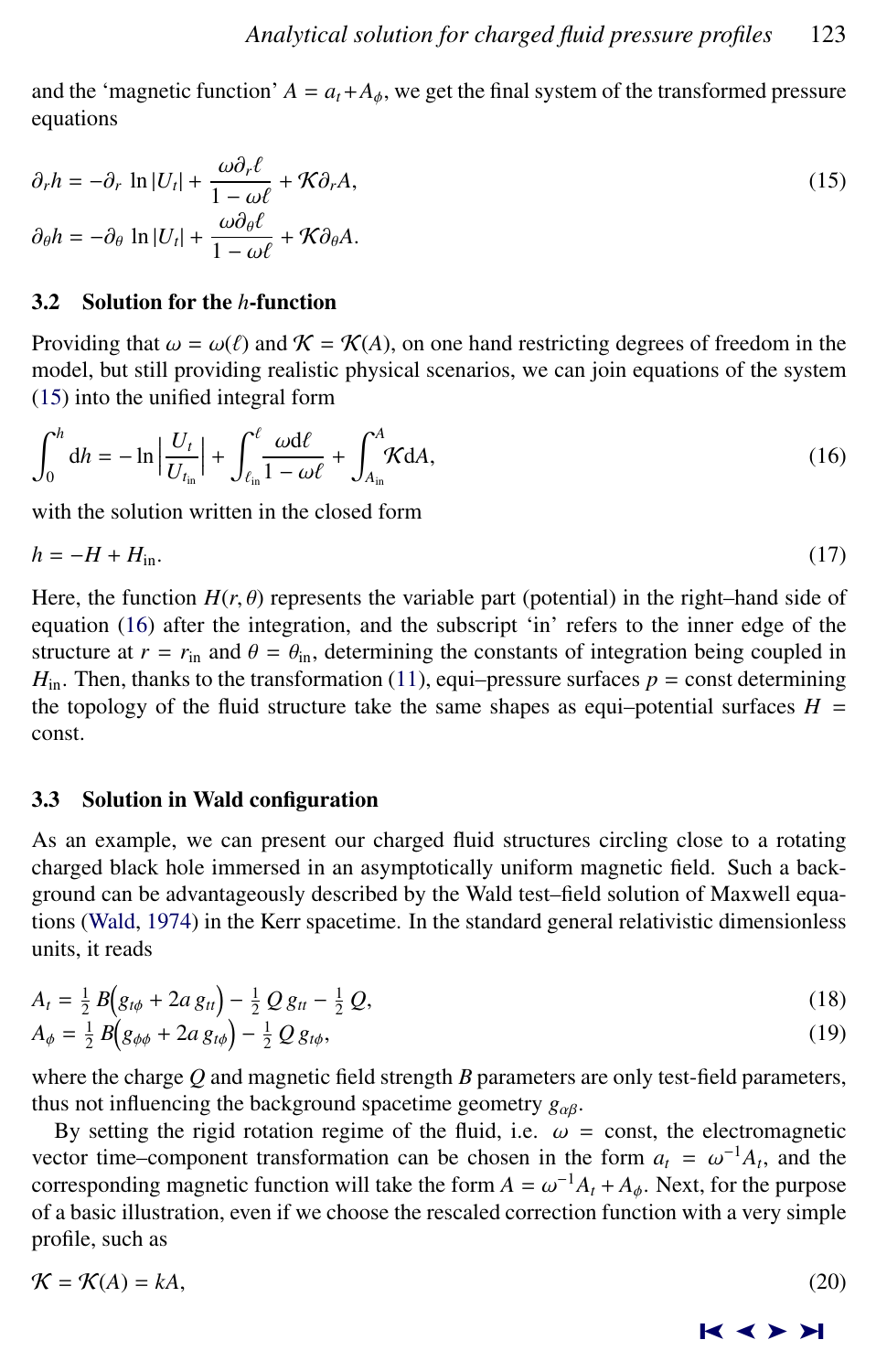and the 'magnetic function' $A = a_t + A_\phi$, we get the final system of the transformed pressure equations

$$
\begin{aligned}
\partial_r h &= -\partial_r \ln|U_t| + \frac{\omega \partial_r \ell}{1-\omega\ell} + \mathcal{K}\partial_r A, \\
\partial_\theta h &= -\partial_\theta \ln|U_t| + \frac{\omega \partial_\theta \ell}{1-\omega\ell} + \mathcal{K}\partial_\theta A.
\end{aligned}
\tag{15}
$$

### 3.2 Solution for the $h$-function

Providing that $\omega = \omega(\ell)$ and $\mathcal{K} = \mathcal{K}(A)$, on one hand restricting degrees of freedom in the model, but still providing realistic physical scenarios, we can join equations of the system (15) into the unified integral form

$$
\int_0^h \mathrm{d}h = -\ln\left|\frac{U_t}{U_{t_{\text{in}}}}\right| + \int_{\ell_{\text{in}}}^{\ell} \frac{\omega \mathrm{d}\ell}{1-\omega\ell} + \int_{A_{\text{in}}}^{A} \mathcal{K}\mathrm{d}A,
\tag{16}
$$

with the solution written in the closed form

$$
h = -H + H_{\text{in}}.
\tag{17}
$$

Here, the function $H(r,\theta)$ represents the variable part (potential) in the right–hand side of equation (16) after the integration, and the subscript 'in' refers to the inner edge of the structure at $r = r_{\text{in}}$ and $\theta = \theta_{\text{in}}$, determining the constants of integration being coupled in $H_{\text{in}}$. Then, thanks to the transformation (11), equi–pressure surfaces $p = \text{const}$ determining the topology of the fluid structure take the same shapes as equi–potential surfaces $H = \text{const}$.

### 3.3 Solution in Wald configuration

As an example, we can present our charged fluid structures circling close to a rotating charged black hole immersed in an asymptotically uniform magnetic field. Such a background can be advantageously described by the Wald test–field solution of Maxwell equations (Wald, 1974) in the Kerr spacetime. In the standard general relativistic dimensionless units, it reads

$$
A_t = \tfrac{1}{2} B\Big(g_{t\phi} + 2a\, g_{tt}\Big) - \tfrac{1}{2}\, Q\, g_{tt} - \tfrac{1}{2}\, Q,
\tag{18}
$$

$$
A_\phi = \tfrac{1}{2} B\Big(g_{\phi\phi} + 2a\, g_{t\phi}\Big) - \tfrac{1}{2}\, Q\, g_{t\phi},
\tag{19}
$$

where the charge $Q$ and magnetic field strength $B$ parameters are only test-field parameters, thus not influencing the background spacetime geometry $g_{\alpha\beta}$.

By setting the rigid rotation regime of the fluid, i.e. $\omega = \text{const}$, the electromagnetic vector time–component transformation can be chosen in the form $a_t = \omega^{-1} A_t$, and the corresponding magnetic function will take the form $A = \omega^{-1} A_t + A_\phi$. Next, for the purpose of a basic illustration, even if we choose the rescaled correction function with a very simple profile, such as

$$
\mathcal{K} = \mathcal{K}(A) = kA,
\tag{20}
$$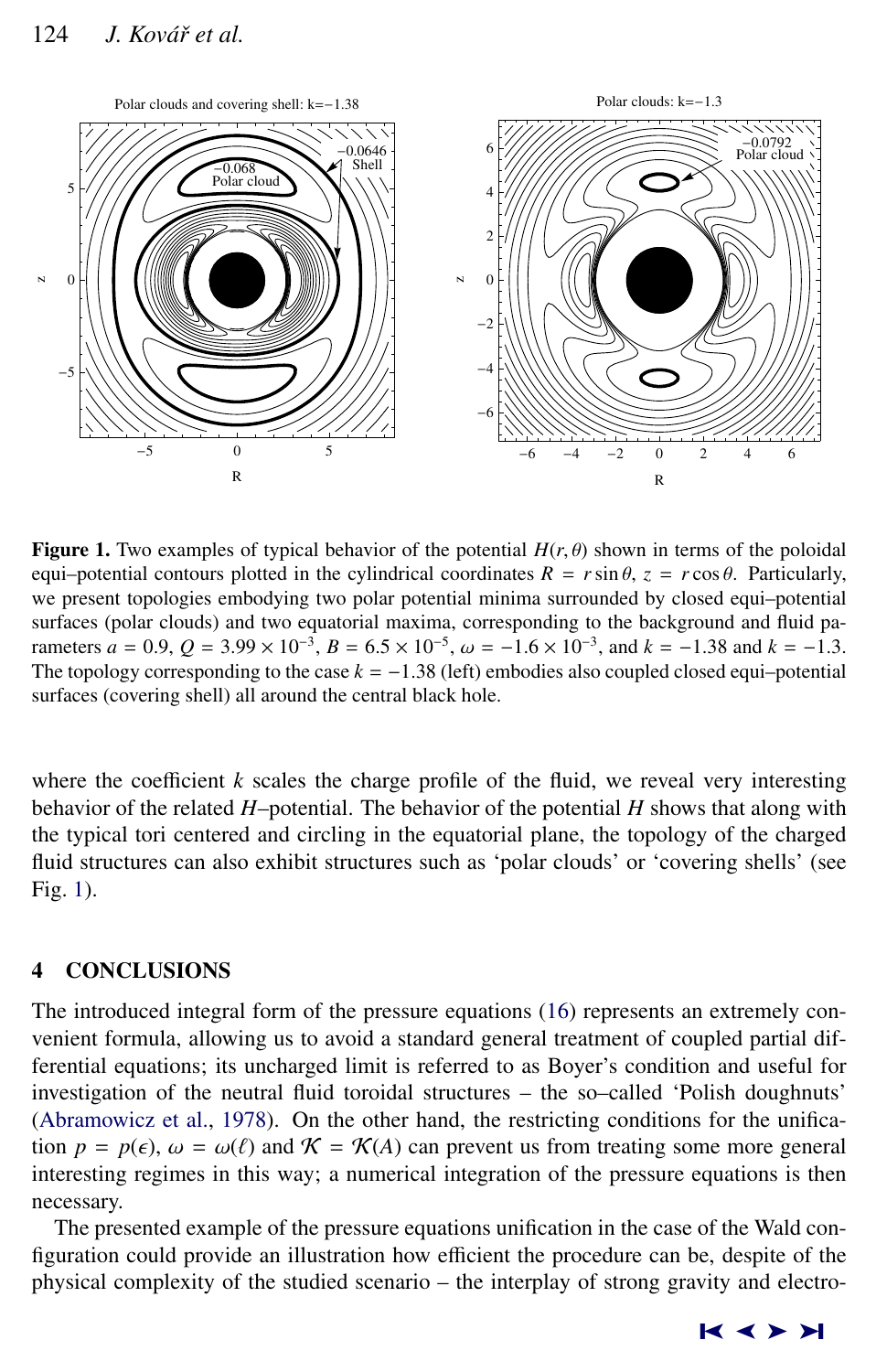**Figure 1.** Two examples of typical behavior of the potential $H(r, \theta)$ shown in terms of the poloidal equi–potential contours plotted in the cylindrical coordinates $R = r \sin\theta$, $z = r \cos\theta$. Particularly, we present topologies embodying two polar potential minima surrounded by closed equi–potential surfaces (polar clouds) and two equatorial maxima, corresponding to the background and fluid parameters $a = 0.9$, $Q = 3.99 \times 10^{-3}$, $B = 6.5 \times 10^{-5}$, $\omega = -1.6 \times 10^{-3}$, and $k = -1.38$ and $k = -1.3$. The topology corresponding to the case $k = -1.38$ (left) embodies also coupled closed equi–potential surfaces (covering shell) all around the central black hole.

where the coefficient $k$ scales the charge profile of the fluid, we reveal very interesting behavior of the related $H$–potential. The behavior of the potential $H$ shows that along with the typical tori centered and circling in the equatorial plane, the topology of the charged fluid structures can also exhibit structures such as 'polar clouds' or 'covering shells' (see Fig. 1).

## 4 CONCLUSIONS

The introduced integral form of the pressure equations (16) represents an extremely convenient formula, allowing us to avoid a standard general treatment of coupled partial differential equations; its uncharged limit is referred to as Boyer's condition and useful for investigation of the neutral fluid toroidal structures – the so–called 'Polish doughnuts' (Abramowicz et al., 1978). On the other hand, the restricting conditions for the unification $p = p(\epsilon)$, $\omega = \omega(\ell)$ and $\mathcal{K} = \mathcal{K}(A)$ can prevent us from treating some more general interesting regimes in this way; a numerical integration of the pressure equations is then necessary.

The presented example of the pressure equations unification in the case of the Wald configuration could provide an illustration how efficient the procedure can be, despite of the physical complexity of the studied scenario – the interplay of strong gravity and electro-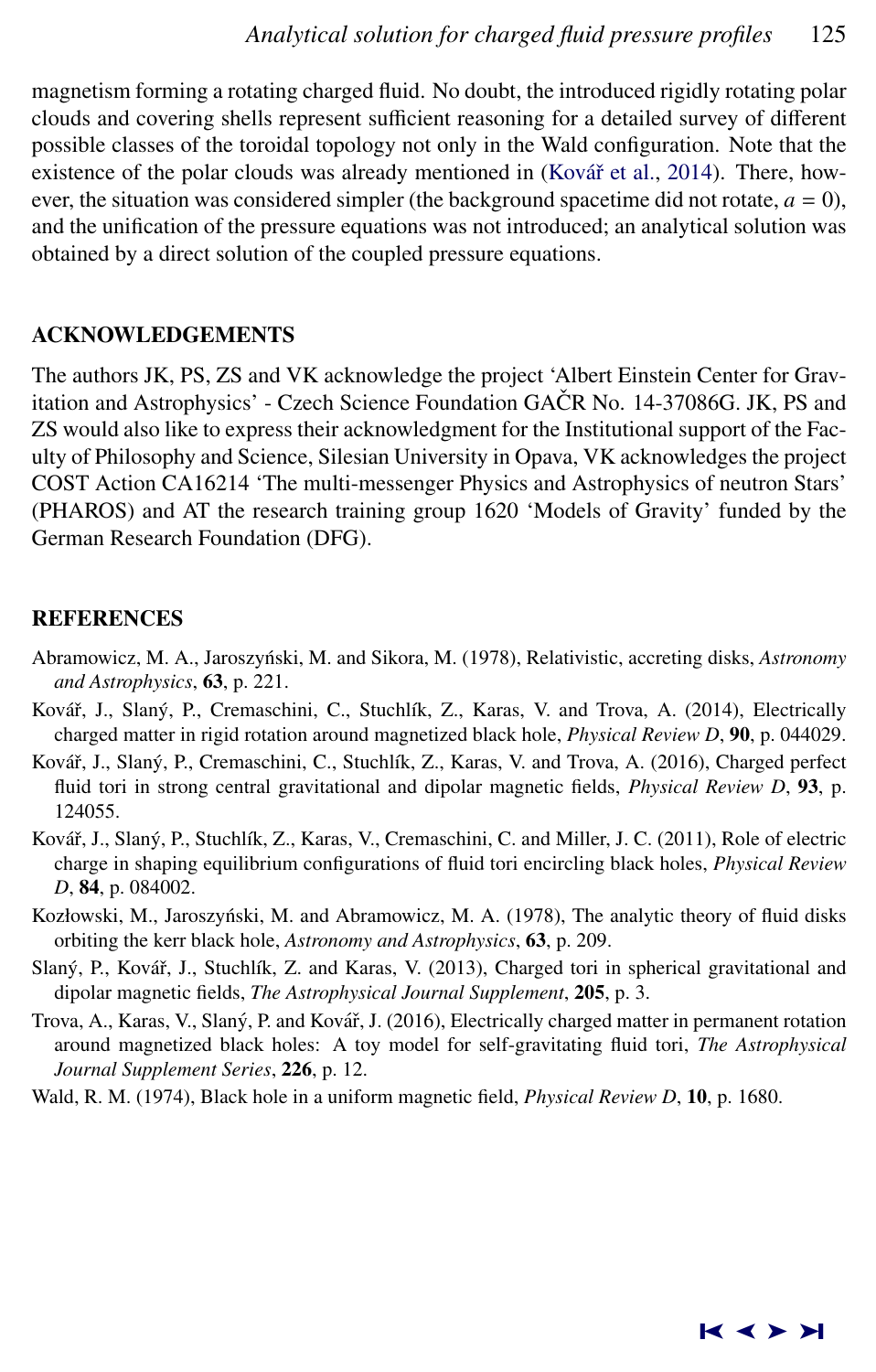magnetism forming a rotating charged fluid. No doubt, the introduced rigidly rotating polar clouds and covering shells represent sufficient reasoning for a detailed survey of different possible classes of the toroidal topology not only in the Wald configuration. Note that the existence of the polar clouds was already mentioned in (Kovář et al., 2014). There, however, the situation was considered simpler (the background spacetime did not rotate, $a = 0$), and the unification of the pressure equations was not introduced; an analytical solution was obtained by a direct solution of the coupled pressure equations.

## ACKNOWLEDGEMENTS

The authors JK, PS, ZS and VK acknowledge the project 'Albert Einstein Center for Gravitation and Astrophysics' - Czech Science Foundation GAČR No. 14-37086G. JK, PS and ZS would also like to express their acknowledgment for the Institutional support of the Faculty of Philosophy and Science, Silesian University in Opava, VK acknowledges the project COST Action CA16214 'The multi-messenger Physics and Astrophysics of neutron Stars' (PHAROS) and AT the research training group 1620 'Models of Gravity' funded by the German Research Foundation (DFG).

## REFERENCES

Abramowicz, M. A., Jaroszyński, M. and Sikora, M. (1978), Relativistic, accreting disks, *Astronomy and Astrophysics*, **63**, p. 221.

Kovář, J., Slaný, P., Cremaschini, C., Stuchlík, Z., Karas, V. and Trova, A. (2014), Electrically charged matter in rigid rotation around magnetized black hole, *Physical Review D*, **90**, p. 044029.

Kovář, J., Slaný, P., Cremaschini, C., Stuchlík, Z., Karas, V. and Trova, A. (2016), Charged perfect fluid tori in strong central gravitational and dipolar magnetic fields, *Physical Review D*, **93**, p. 124055.

Kovář, J., Slaný, P., Stuchlík, Z., Karas, V., Cremaschini, C. and Miller, J. C. (2011), Role of electric charge in shaping equilibrium configurations of fluid tori encircling black holes, *Physical Review D*, **84**, p. 084002.

Kozłowski, M., Jaroszyński, M. and Abramowicz, M. A. (1978), The analytic theory of fluid disks orbiting the kerr black hole, *Astronomy and Astrophysics*, **63**, p. 209.

Slaný, P., Kovář, J., Stuchlík, Z. and Karas, V. (2013), Charged tori in spherical gravitational and dipolar magnetic fields, *The Astrophysical Journal Supplement*, **205**, p. 3.

Trova, A., Karas, V., Slaný, P. and Kovář, J. (2016), Electrically charged matter in permanent rotation around magnetized black holes: A toy model for self-gravitating fluid tori, *The Astrophysical Journal Supplement Series*, **226**, p. 12.

Wald, R. M. (1974), Black hole in a uniform magnetic field, *Physical Review D*, **10**, p. 1680.